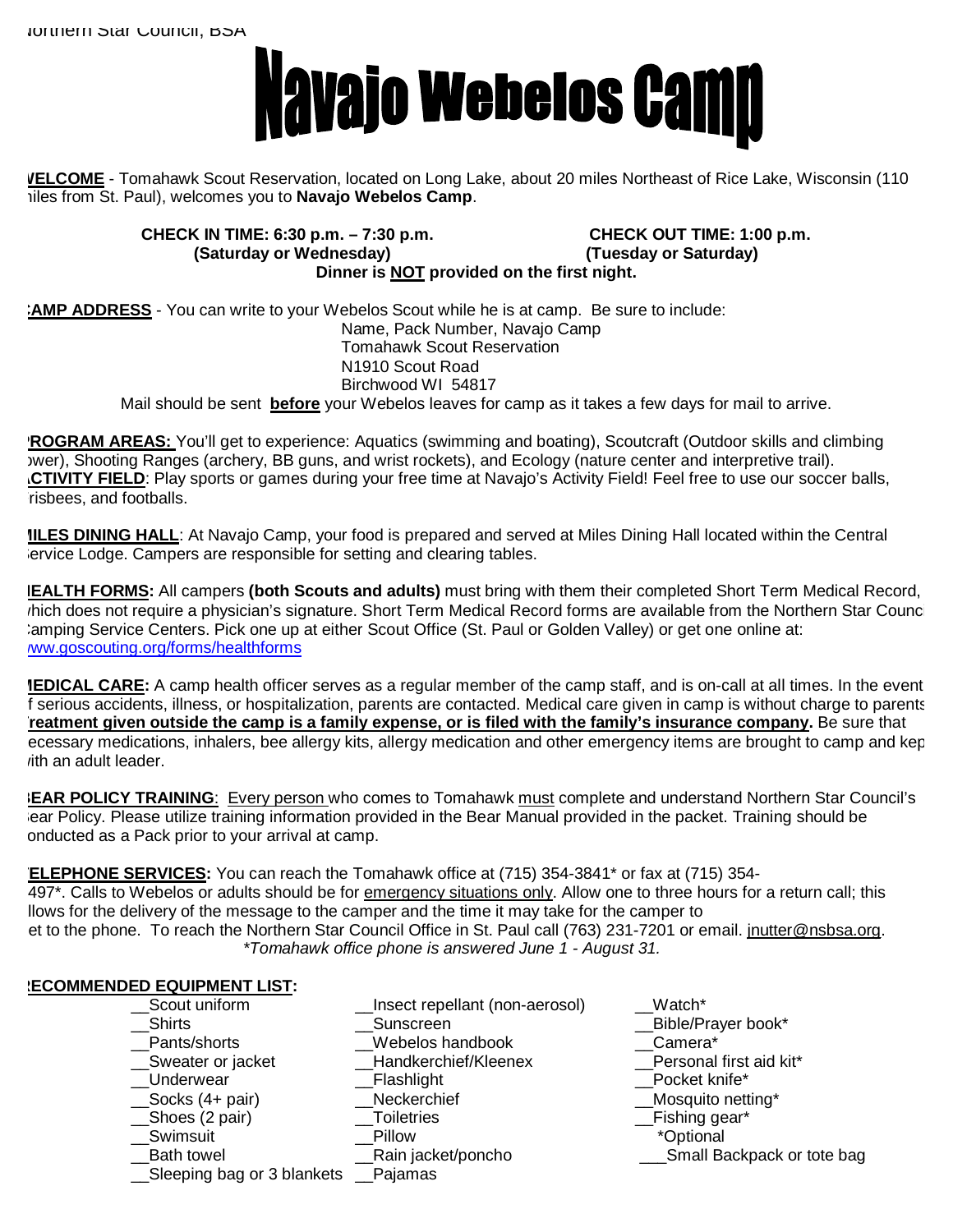Northern Star Council, BSA

# Navajo Webelos Camp

**WELCOME** - Tomahawk Scout Reservation, located on Long Lake, about 20 miles Northeast of Rice Lake, Wisconsin (110 miles from St. Paul), welcomes you to **Navajo Webelos Camp**.

**CHECK IN TIME: 6:30 p.m. – 7:30 p.m. (Saturday or Wednesday)**

**CHECK OUT TIME: 1:00 p.m. (Tuesday or Saturday)**

**Dinner is NOT provided on the first night.**

**CAMP ADDRESS** - You can write to your Webelos Scout while he is at camp. Be sure to include:

Name, Pack Number, Navajo Camp
Tomahawk Scout Reservation
N1910 Scout Road
Birchwood WI 54817

Mail should be sent **before** your Webelos leaves for camp as it takes a few days for mail to arrive.

**PROGRAM AREAS:** You'll get to experience: Aquatics (swimming and boating), Scoutcraft (Outdoor skills and climbing tower), Shooting Ranges (archery, BB guns, and wrist rockets), and Ecology (nature center and interpretive trail).

**ACTIVITY FIELD**: Play sports or games during your free time at Navajo's Activity Field! Feel free to use our soccer balls, frisbees, and footballs.

**MILES DINING HALL**: At Navajo Camp, your food is prepared and served at Miles Dining Hall located within the Central Service Lodge. Campers are responsible for setting and clearing tables.

**HEALTH FORMS:** All campers **(both Scouts and adults)** must bring with them their completed Short Term Medical Record, which does not require a physician's signature. Short Term Medical Record forms are available from the Northern Star Council Camping Service Centers. Pick one up at either Scout Office (St. Paul or Golden Valley) or get one online at: www.goscouting.org/forms/healthforms

**MEDICAL CARE:** A camp health officer serves as a regular member of the camp staff, and is on-call at all times. In the event of serious accidents, illness, or hospitalization, parents are contacted. Medical care given in camp is without charge to parents. **Treatment given outside the camp is a family expense, or is filed with the family's insurance company.** Be sure that necessary medications, inhalers, bee allergy kits, allergy medication and other emergency items are brought to camp and kept with an adult leader.

**BEAR POLICY TRAINING**: Every person who comes to Tomahawk must complete and understand Northern Star Council's Bear Policy. Please utilize training information provided in the Bear Manual provided in the packet. Training should be conducted as a Pack prior to your arrival at camp.

**TELEPHONE SERVICES:** You can reach the Tomahawk office at (715) 354-3841* or fax at (715) 354-3497*. Calls to Webelos or adults should be for emergency situations only. Allow one to three hours for a return call; this allows for the delivery of the message to the camper and the time it may take for the camper to get to the phone. To reach the Northern Star Council Office in St. Paul call (763) 231-7201 or email. jnutter@nsbsa.org.

*\*Tomahawk office phone is answered June 1 - August 31.*

**RECOMMENDED EQUIPMENT LIST:**

- __Scout uniform
- __Shirts
- __Pants/shorts
- __Sweater or jacket
- __Underwear
- __Socks (4+ pair)
- __Shoes (2 pair)
- __Swimsuit
- __Bath towel
- __Sleeping bag or 3 blankets
- __Insect repellant (non-aerosol)
- __Sunscreen
- __Webelos handbook
- __Handkerchief/Kleenex
- __Flashlight
- __Neckerchief
- __Toiletries
- __Pillow
- __Rain jacket/poncho
- __Pajamas
- __Watch*
- __Bible/Prayer book*
- __Camera*
- __Personal first aid kit*
- __Pocket knife*
- __Mosquito netting*
- __Fishing gear*
- ___Small Backpack or tote bag

*Optional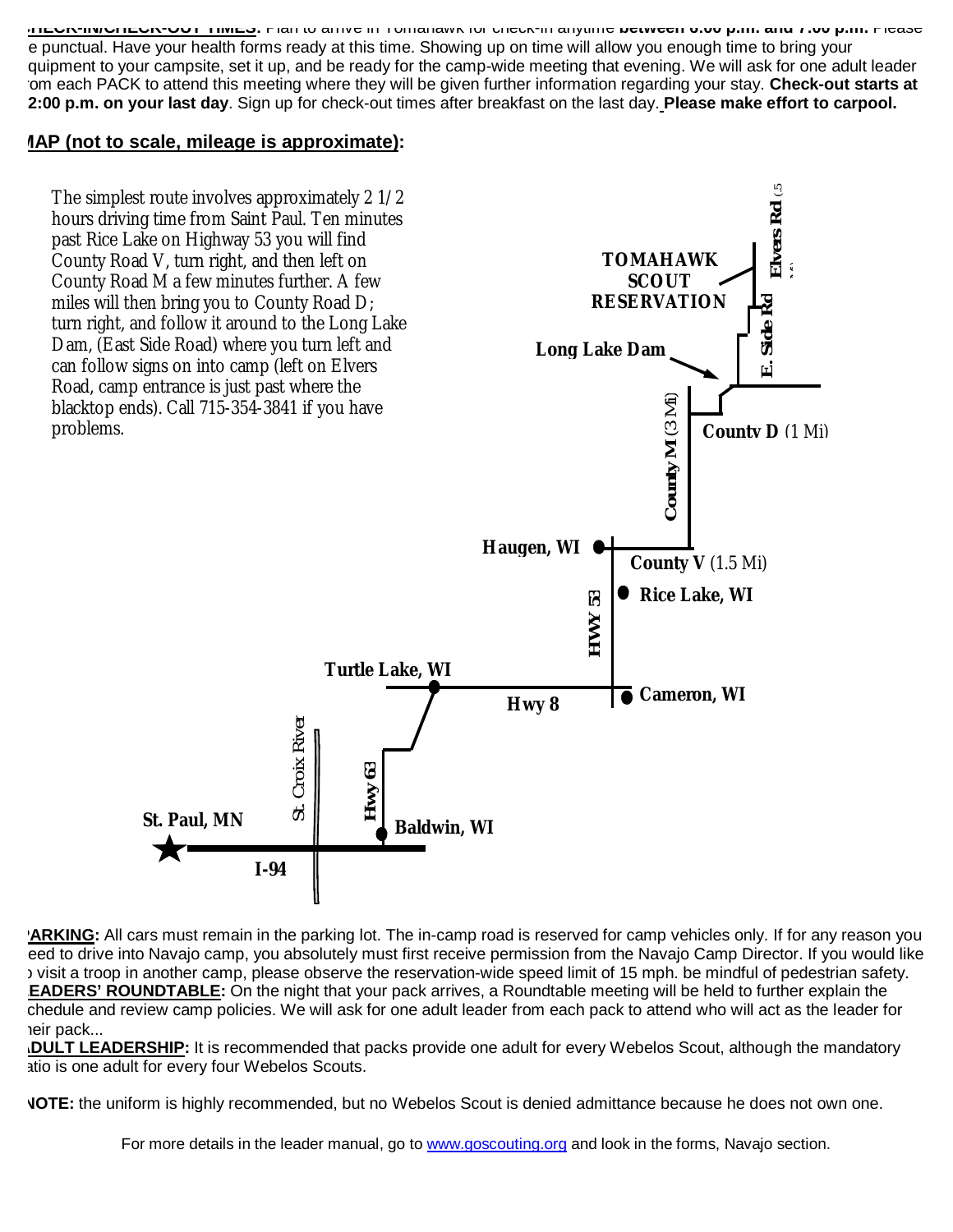**CHECK-IN/CHECK-OUT TIMES:** Plan to arrive in Tomahawk for check-in anytime **between 6:00 p.m. and 7:00 p.m.** Please be punctual. Have your health forms ready at this time. Showing up on time will allow you enough time to bring your equipment to your campsite, set it up, and be ready for the camp-wide meeting that evening. We will ask for one adult leader from each PACK to attend this meeting where they will be given further information regarding your stay. **Check-out starts at 12:00 p.m. on your last day**. Sign up for check-out times after breakfast on the last day. **Please make effort to carpool.**

**MAP (not to scale, mileage is approximate):**

The simplest route involves approximately 2 1/2 hours driving time from Saint Paul. Ten minutes past Rice Lake on Highway 53 you will find County Road V, turn right, and then left on County Road M a few minutes further. A few miles will then bring you to County Road D; turn right, and follow it around to the Long Lake Dam, (East Side Road) where you turn left and can follow signs on into camp (left on Elvers Road, camp entrance is just past where the blacktop ends). Call 715-354-3841 if you have problems.

TOMAHAWK SCOUT RESERVATION

Elvers Rd (.5 Mi)

E. Side Rd

Long Lake Dam

County M (3 Mi)

County D (1 Mi)

Haugen, WI

County V (1.5 Mi)

Rice Lake, WI

HWY 53

Turtle Lake, WI

Hwy 8

Cameron, WI

St. Croix River

Hwy 63

St. Paul, MN

Baldwin, WI

I-94

**PARKING:** All cars must remain in the parking lot. The in-camp road is reserved for camp vehicles only. If for any reason you need to drive into Navajo camp, you absolutely must first receive permission from the Navajo Camp Director. If you would like to visit a troop in another camp, please observe the reservation-wide speed limit of 15 mph. be mindful of pedestrian safety.
**LEADERS' ROUNDTABLE:** On the night that your pack arrives, a Roundtable meeting will be held to further explain the schedule and review camp policies. We will ask for one adult leader from each pack to attend who will act as the leader for their pack...
**ADULT LEADERSHIP:** It is recommended that packs provide one adult for every Webelos Scout, although the mandatory ratio is one adult for every four Webelos Scouts.

**NOTE:** the uniform is highly recommended, but no Webelos Scout is denied admittance because he does not own one.

For more details in the leader manual, go to [www.goscouting.org](http://www.goscouting.org) and look in the forms, Navajo section.